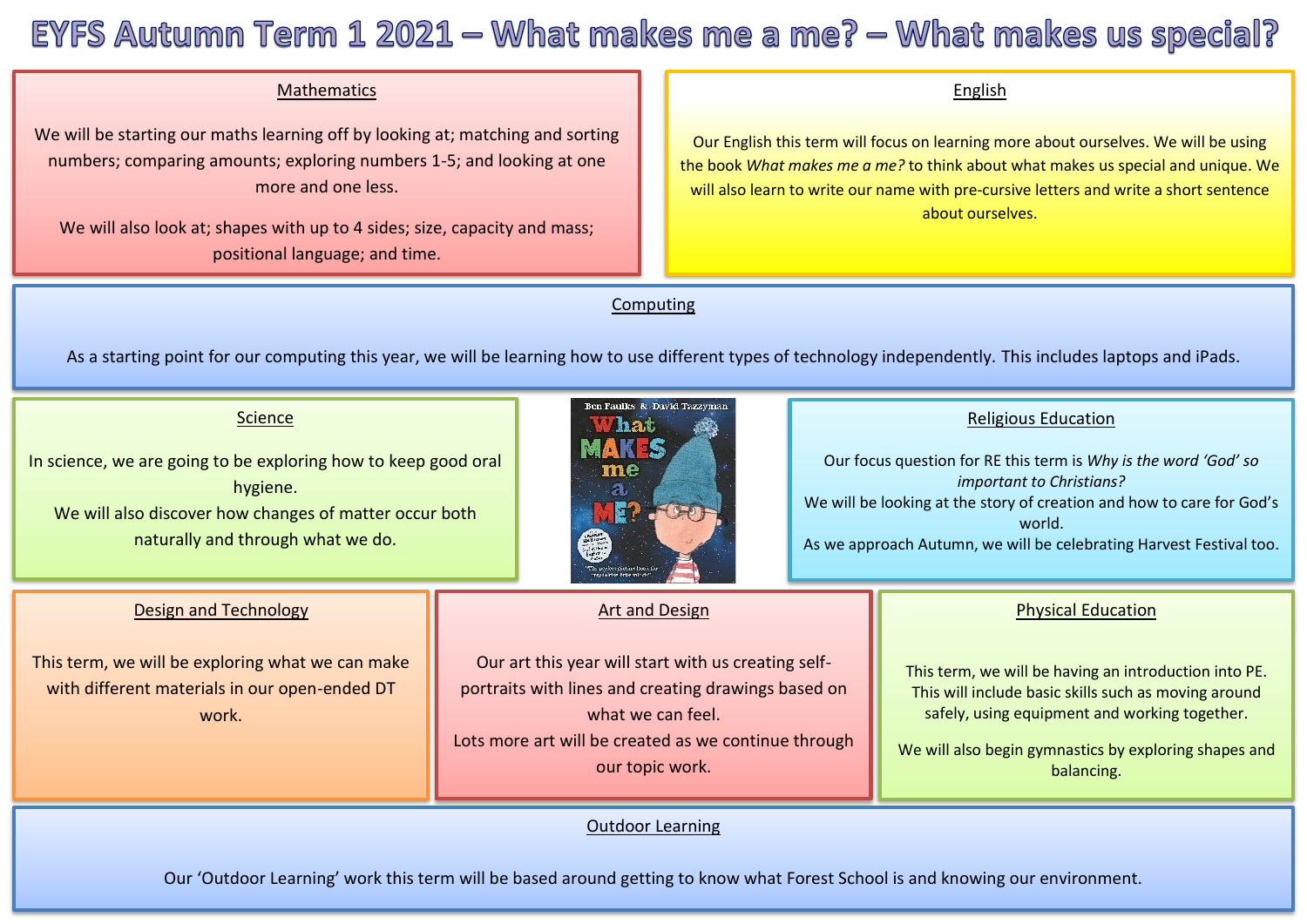# EYFS Autumn Term 1 2021 – What makes me a me? – What makes us special?

## Mathematics

We will be starting our maths learning off by looking at; matching and sorting numbers; comparing amounts; exploring numbers 1-5; and looking at one more and one less.

We will also look at; shapes with up to 4 sides; size, capacity and mass; positional language; and time.

## English

Our English this term will focus on learning more about ourselves. We will be using the book *What makes me a me?* to think about what makes us special and unique. We will also learn to write our name with pre-cursive letters and write a short sentence about ourselves.

## Computing

As a starting point for our computing this year, we will be learning how to use different types of technology independently. This includes laptops and iPads.

## Science

In science, we are going to be exploring how to keep good oral hygiene.
We will also discover how changes of matter occur both naturally and through what we do.

## Religious Education

Our focus question for RE this term is *Why is the word 'God' so important to Christians?*
We will be looking at the story of creation and how to care for God's world.
As we approach Autumn, we will be celebrating Harvest Festival too.

## Design and Technology

This term, we will be exploring what we can make with different materials in our open-ended DT work.

## Art and Design

Our art this year will start with us creating self-portraits with lines and creating drawings based on what we can feel.
Lots more art will be created as we continue through our topic work.

## Physical Education

This term, we will be having an introduction into PE. This will include basic skills such as moving around safely, using equipment and working together.

We will also begin gymnastics by exploring shapes and balancing.

## Outdoor Learning

Our 'Outdoor Learning' work this term will be based around getting to know what Forest School is and knowing our environment.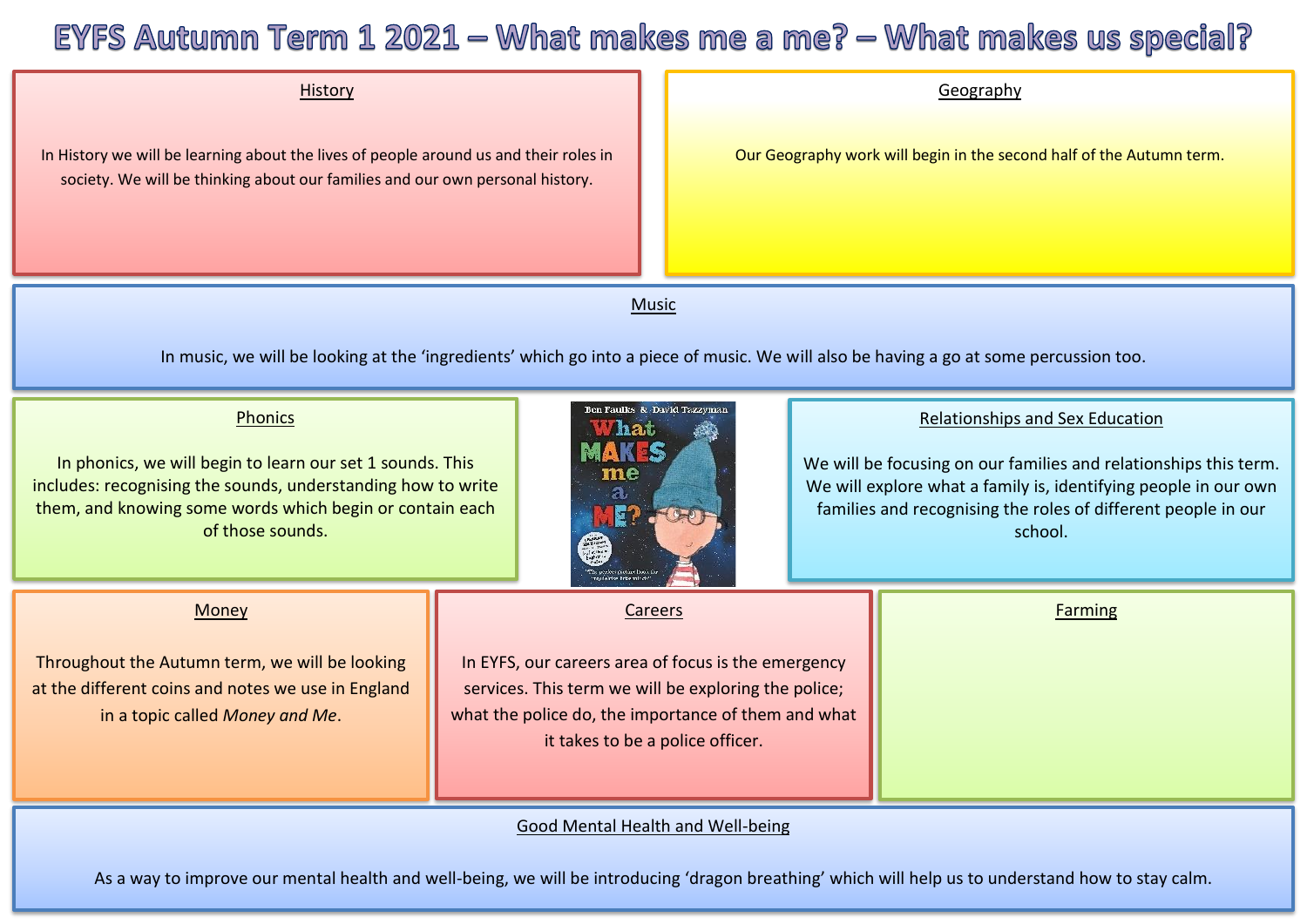# EYFS Autumn Term 1 2021 – What makes me a me? – What makes us special?

## History

In History we will be learning about the lives of people around us and their roles in society. We will be thinking about our families and our own personal history.

## Geography

Our Geography work will begin in the second half of the Autumn term.

## Music

In music, we will be looking at the 'ingredients' which go into a piece of music. We will also be having a go at some percussion too.

## Phonics

In phonics, we will begin to learn our set 1 sounds. This includes: recognising the sounds, understanding how to write them, and knowing some words which begin or contain each of those sounds.

## Relationships and Sex Education

We will be focusing on our families and relationships this term. We will explore what a family is, identifying people in our own families and recognising the roles of different people in our school.

## Money

Throughout the Autumn term, we will be looking at the different coins and notes we use in England in a topic called *Money and Me*.

## Careers

In EYFS, our careers area of focus is the emergency services. This term we will be exploring the police; what the police do, the importance of them and what it takes to be a police officer.

## Farming

## Good Mental Health and Well-being

As a way to improve our mental health and well-being, we will be introducing 'dragon breathing' which will help us to understand how to stay calm.